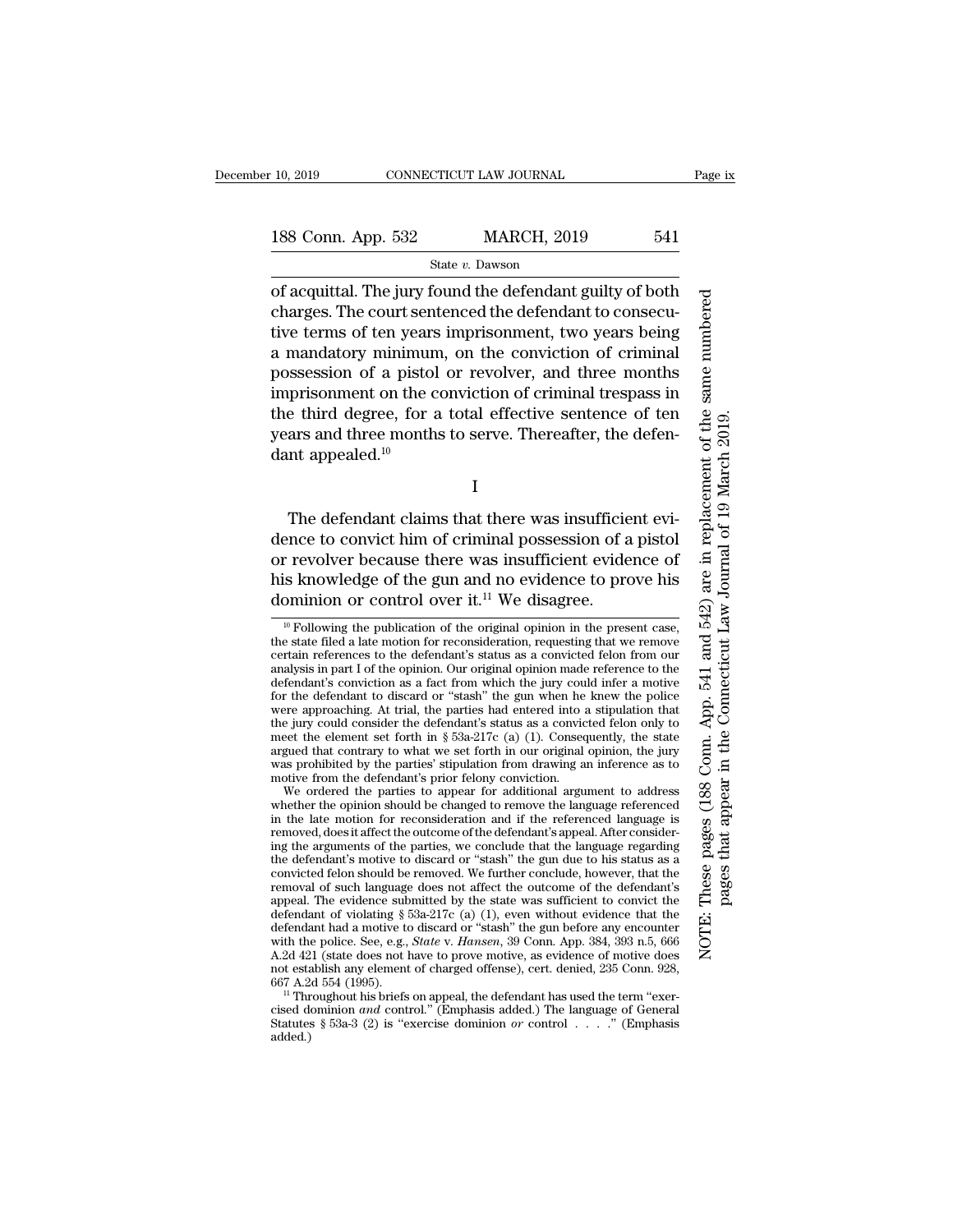of acquittal. The jury found the defendant guilty of both charges. The court sentenced the defendant to consecutive terms of ten years imprisonment, two years being a mandatory minimum, on the conviction of criminal possession of a pistol or revolver, and three months imprisonment on the conviction of criminal trespass in the third degree, for a total effective sentence of ten years and three months to serve. Thereafter, the defendant appealed.[10]

I

The defendant claims that there was insufficient evidence to convict him of criminal possession of a pistol or revolver because there was insufficient evidence of his knowledge of the gun and no evidence to prove his dominion or control over it.[11] We disagree.

[10] Following the publication of the original opinion in the present case, the state filed a late motion for reconsideration, requesting that we remove certain references to the defendant's status as a convicted felon from our analysis in part I of the opinion. Our original opinion made reference to the defendant's conviction as a fact from which the jury could infer a motive for the defendant to discard or "stash" the gun when he knew the police were approaching. At trial, the parties had entered into a stipulation that the jury could consider the defendant's status as a convicted felon only to meet the element set forth in § 53a-217c (a) (1). Consequently, the state argued that contrary to what we set forth in our original opinion, the jury was prohibited by the parties' stipulation from drawing an inference as to motive from the defendant's prior felony conviction.

We ordered the parties to appear for additional argument to address whether the opinion should be changed to remove the language referenced in the late motion for reconsideration and if the referenced language is removed, does it affect the outcome of the defendant's appeal. After considering the arguments of the parties, we conclude that the language regarding the defendant's motive to discard or "stash" the gun due to his status as a convicted felon should be removed. We further conclude, however, that the removal of such language does not affect the outcome of the defendant's appeal. The evidence submitted by the state was sufficient to convict the defendant of violating § 53a-217c (a) (1), even without evidence that the defendant had a motive to discard or "stash" the gun before any encounter with the police. See, e.g., *State* v. *Hansen*, 39 Conn. App. 384, 393 n.5, 666 A.2d 421 (state does not have to prove motive, as evidence of motive does not establish any element of charged offense), cert. denied, 235 Conn. 928, 667 A.2d 554 (1995).

[11] Throughout his briefs on appeal, the defendant has used the term "exercised dominion *and* control." (Emphasis added.) The language of General Statutes § 53a-3 (2) is "exercise dominion *or* control . . . ." (Emphasis added.)

NOTE: These pages (188 Conn. App. 541 and 542) are in replacement of the same numbered pages that appear in the Connecticut Law Journal of 19 March 2019.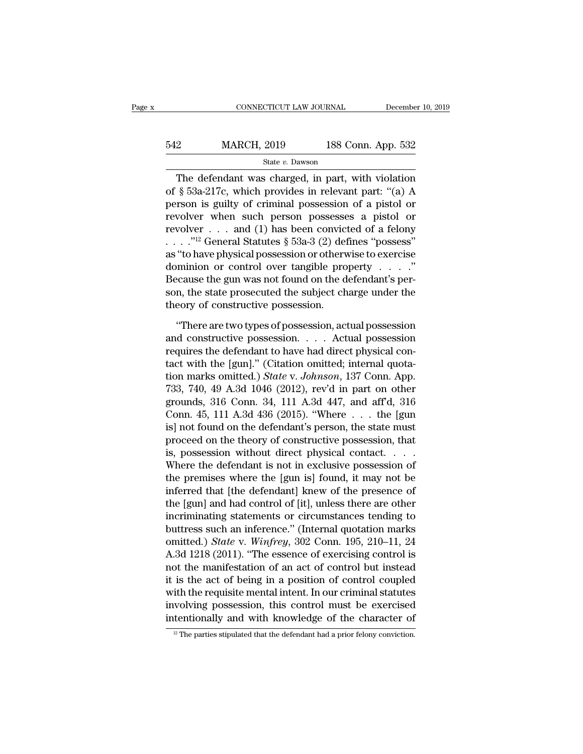The defendant was charged, in part, with violation of § 53a-217c, which provides in relevant part: "(a) A person is guilty of criminal possession of a pistol or revolver when such person possesses a pistol or revolver . . . and (1) has been convicted of a felony . . . ."[12] General Statutes § 53a-3 (2) defines "possess" as "to have physical possession or otherwise to exercise dominion or control over tangible property . . . ." Because the gun was not found on the defendant's person, the state prosecuted the subject charge under the theory of constructive possession.

"There are two types of possession, actual possession and constructive possession. . . . Actual possession requires the defendant to have had direct physical contact with the [gun]." (Citation omitted; internal quotation marks omitted.) *State* v. *Johnson*, 137 Conn. App. 733, 740, 49 A.3d 1046 (2012), rev'd in part on other grounds, 316 Conn. 34, 111 A.3d 447, and aff'd, 316 Conn. 45, 111 A.3d 436 (2015). "Where . . . the [gun is] not found on the defendant's person, the state must proceed on the theory of constructive possession, that is, possession without direct physical contact. . . . Where the defendant is not in exclusive possession of the premises where the [gun is] found, it may not be inferred that [the defendant] knew of the presence of the [gun] and had control of [it], unless there are other incriminating statements or circumstances tending to buttress such an inference." (Internal quotation marks omitted.) *State* v. *Winfrey*, 302 Conn. 195, 210–11, 24 A.3d 1218 (2011). "The essence of exercising control is not the manifestation of an act of control but instead it is the act of being in a position of control coupled with the requisite mental intent. In our criminal statutes involving possession, this control must be exercised intentionally and with knowledge of the character of

[12] The parties stipulated that the defendant had a prior felony conviction.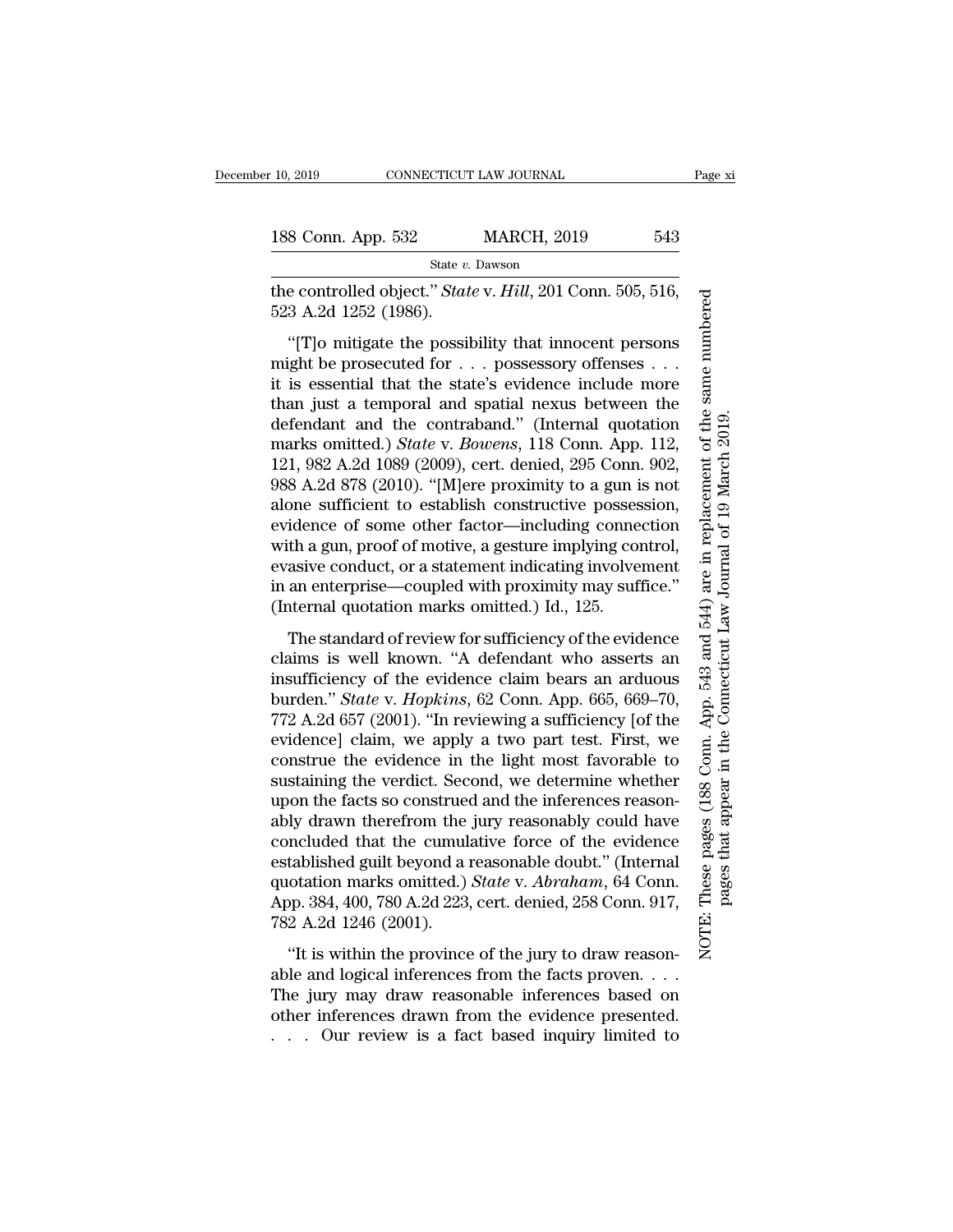the controlled object." *State* v. *Hill*, 201 Conn. 505, 516, 523 A.2d 1252 (1986).

"[T]o mitigate the possibility that innocent persons might be prosecuted for . . . possessory offenses . . . it is essential that the state's evidence include more than just a temporal and spatial nexus between the defendant and the contraband." (Internal quotation marks omitted.) *State* v. *Bowens*, 118 Conn. App. 112, 121, 982 A.2d 1089 (2009), cert. denied, 295 Conn. 902, 988 A.2d 878 (2010). "[M]ere proximity to a gun is not alone sufficient to establish constructive possession, evidence of some other factor—including connection with a gun, proof of motive, a gesture implying control, evasive conduct, or a statement indicating involvement in an enterprise—coupled with proximity may suffice." (Internal quotation marks omitted.) Id., 125.

The standard of review for sufficiency of the evidence claims is well known. "A defendant who asserts an insufficiency of the evidence claim bears an arduous burden." *State* v. *Hopkins*, 62 Conn. App. 665, 669–70, 772 A.2d 657 (2001). "In reviewing a sufficiency [of the evidence] claim, we apply a two part test. First, we construe the evidence in the light most favorable to sustaining the verdict. Second, we determine whether upon the facts so construed and the inferences reasonably drawn therefrom the jury reasonably could have concluded that the cumulative force of the evidence established guilt beyond a reasonable doubt." (Internal quotation marks omitted.) *State* v. *Abraham*, 64 Conn. App. 384, 400, 780 A.2d 223, cert. denied, 258 Conn. 917, 782 A.2d 1246 (2001).

"It is within the province of the jury to draw reasonable and logical inferences from the facts proven. . . . The jury may draw reasonable inferences based on other inferences drawn from the evidence presented. . . . Our review is a fact based inquiry limited to

NOTE: These pages (188 Conn. App. 543 and 544) are in replacement of the same numbered pages that appear in the Connecticut Law Journal of 19 March 2019.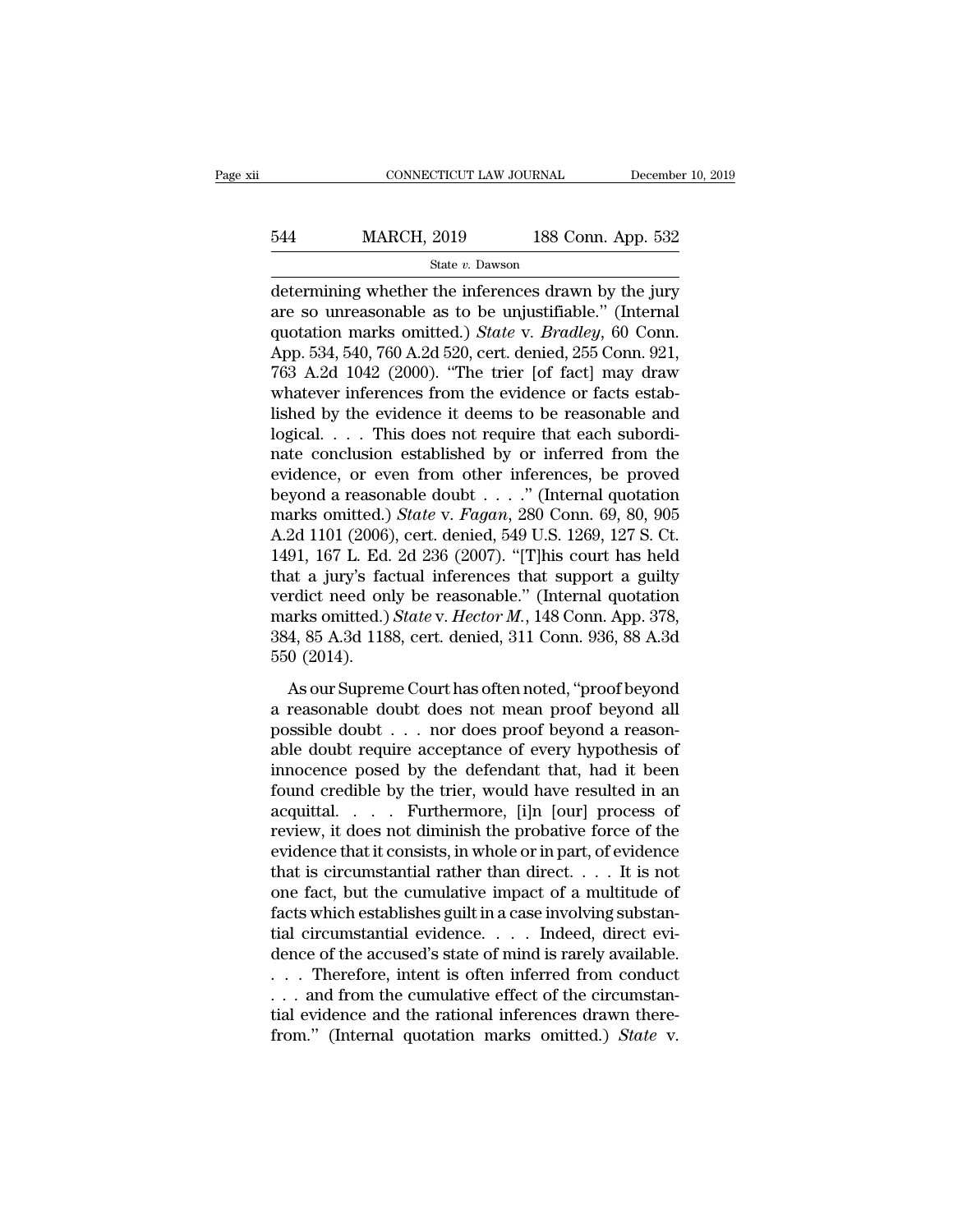determining whether the inferences drawn by the jury are so unreasonable as to be unjustifiable." (Internal quotation marks omitted.) *State* v. *Bradley*, 60 Conn. App. 534, 540, 760 A.2d 520, cert. denied, 255 Conn. 921, 763 A.2d 1042 (2000). "The trier [of fact] may draw whatever inferences from the evidence or facts established by the evidence it deems to be reasonable and logical. . . . This does not require that each subordinate conclusion established by or inferred from the evidence, or even from other inferences, be proved beyond a reasonable doubt . . . ." (Internal quotation marks omitted.) *State* v. *Fagan*, 280 Conn. 69, 80, 905 A.2d 1101 (2006), cert. denied, 549 U.S. 1269, 127 S. Ct. 1491, 167 L. Ed. 2d 236 (2007). "[T]his court has held that a jury's factual inferences that support a guilty verdict need only be reasonable." (Internal quotation marks omitted.) *State* v. *Hector M.*, 148 Conn. App. 378, 384, 85 A.3d 1188, cert. denied, 311 Conn. 936, 88 A.3d 550 (2014).

As our Supreme Court has often noted, "proof beyond a reasonable doubt does not mean proof beyond all possible doubt . . . nor does proof beyond a reasonable doubt require acceptance of every hypothesis of innocence posed by the defendant that, had it been found credible by the trier, would have resulted in an acquittal. . . . Furthermore, [i]n [our] process of review, it does not diminish the probative force of the evidence that it consists, in whole or in part, of evidence that is circumstantial rather than direct. . . . It is not one fact, but the cumulative impact of a multitude of facts which establishes guilt in a case involving substantial circumstantial evidence. . . . Indeed, direct evidence of the accused's state of mind is rarely available. . . . Therefore, intent is often inferred from conduct . . . and from the cumulative effect of the circumstantial evidence and the rational inferences drawn therefrom." (Internal quotation marks omitted.) *State* v.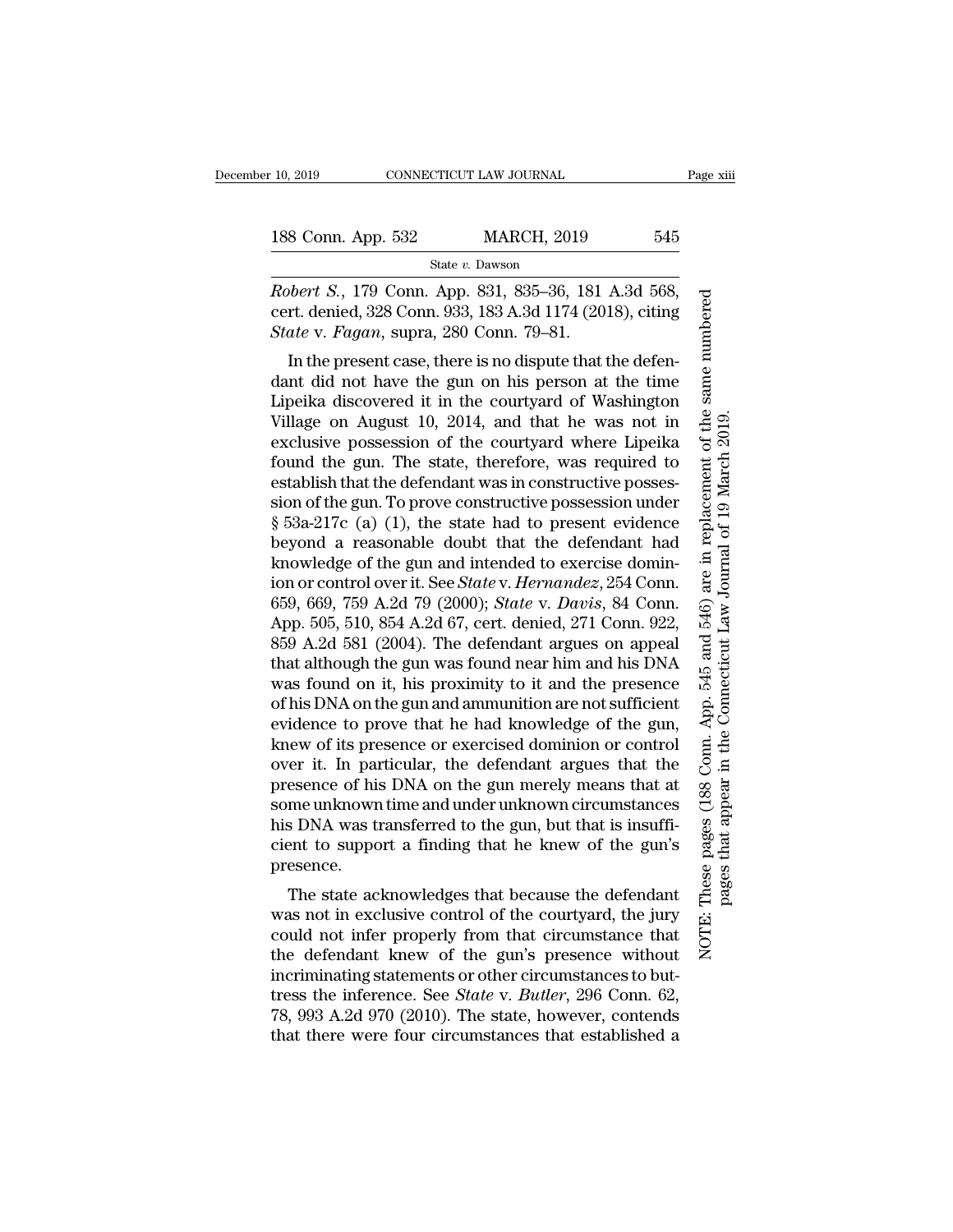*Robert S.*, 179 Conn. App. 831, 835–36, 181 A.3d 568, cert. denied, 328 Conn. 933, 183 A.3d 1174 (2018), citing *State* v. *Fagan*, supra, 280 Conn. 79–81.

In the present case, there is no dispute that the defendant did not have the gun on his person at the time Lipeika discovered it in the courtyard of Washington Village on August 10, 2014, and that he was not in exclusive possession of the courtyard where Lipeika found the gun. The state, therefore, was required to establish that the defendant was in constructive possession of the gun. To prove constructive possession under § 53a-217c (a) (1), the state had to present evidence beyond a reasonable doubt that the defendant had knowledge of the gun and intended to exercise dominion or control over it. See *State* v. *Hernandez*, 254 Conn. 659, 669, 759 A.2d 79 (2000); *State* v. *Davis*, 84 Conn. App. 505, 510, 854 A.2d 67, cert. denied, 271 Conn. 922, 859 A.2d 581 (2004). The defendant argues on appeal that although the gun was found near him and his DNA was found on it, his proximity to it and the presence of his DNA on the gun and ammunition are not sufficient evidence to prove that he had knowledge of the gun, knew of its presence or exercised dominion or control over it. In particular, the defendant argues that the presence of his DNA on the gun merely means that at some unknown time and under unknown circumstances his DNA was transferred to the gun, but that is insufficient to support a finding that he knew of the gun's presence.

The state acknowledges that because the defendant was not in exclusive control of the courtyard, the jury could not infer properly from that circumstance that the defendant knew of the gun's presence without incriminating statements or other circumstances to buttress the inference. See *State* v. *Butler*, 296 Conn. 62, 78, 993 A.2d 970 (2010). The state, however, contends that there were four circumstances that established a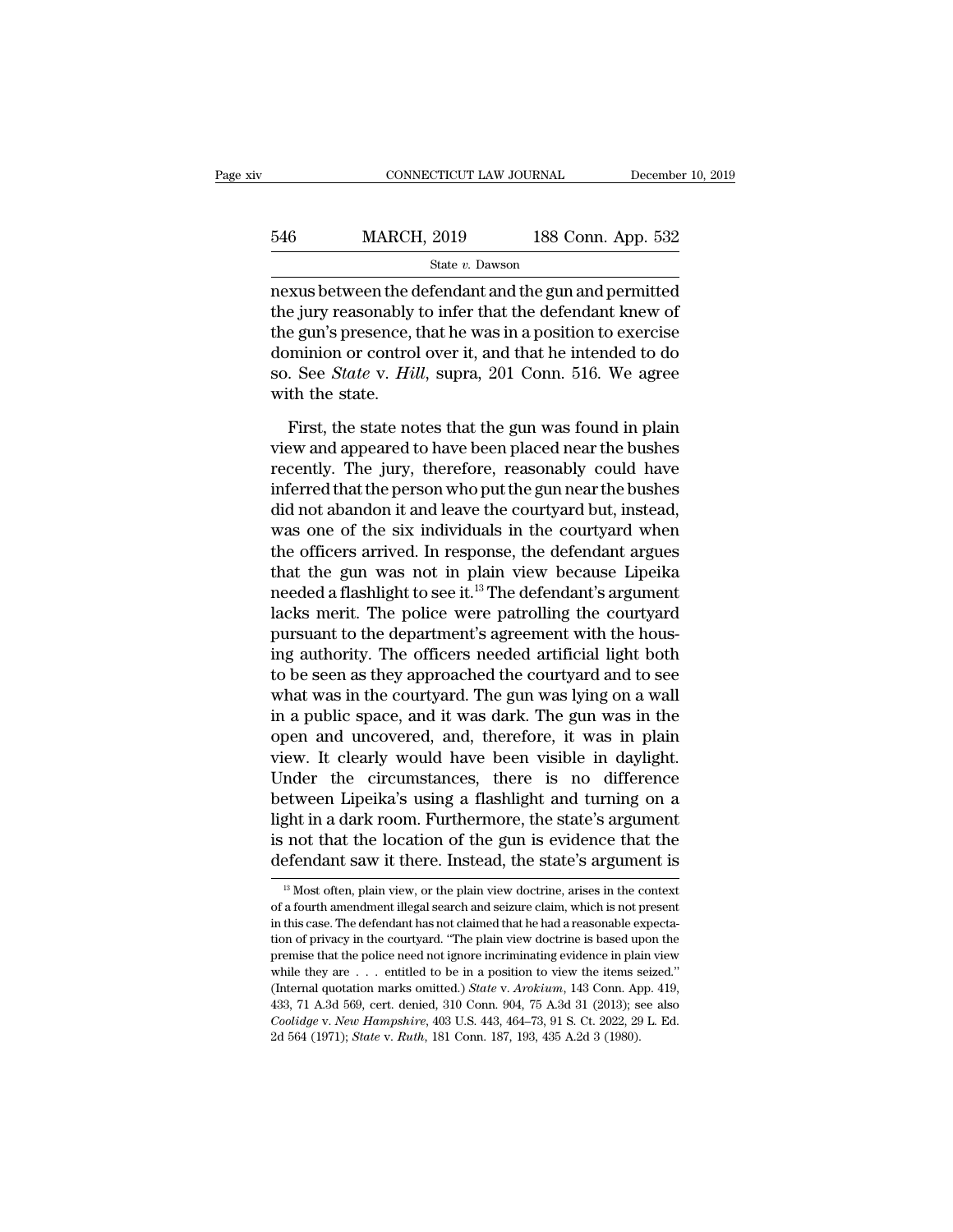nexus between the defendant and the gun and permitted the jury reasonably to infer that the defendant knew of the gun's presence, that he was in a position to exercise dominion or control over it, and that he intended to do so. See *State* v. *Hill*, supra, 201 Conn. 516. We agree with the state.

First, the state notes that the gun was found in plain view and appeared to have been placed near the bushes recently. The jury, therefore, reasonably could have inferred that the person who put the gun near the bushes did not abandon it and leave the courtyard but, instead, was one of the six individuals in the courtyard when the officers arrived. In response, the defendant argues that the gun was not in plain view because Lipeika needed a flashlight to see it.[13] The defendant's argument lacks merit. The police were patrolling the courtyard pursuant to the department's agreement with the housing authority. The officers needed artificial light both to be seen as they approached the courtyard and to see what was in the courtyard. The gun was lying on a wall in a public space, and it was dark. The gun was in the open and uncovered, and, therefore, it was in plain view. It clearly would have been visible in daylight. Under the circumstances, there is no difference between Lipeika's using a flashlight and turning on a light in a dark room. Furthermore, the state's argument is not that the location of the gun is evidence that the defendant saw it there. Instead, the state's argument is

[13] Most often, plain view, or the plain view doctrine, arises in the context of a fourth amendment illegal search and seizure claim, which is not present in this case. The defendant has not claimed that he had a reasonable expectation of privacy in the courtyard. "The plain view doctrine is based upon the premise that the police need not ignore incriminating evidence in plain view while they are . . . entitled to be in a position to view the items seized." (Internal quotation marks omitted.) *State* v. *Arokium*, 143 Conn. App. 419, 433, 71 A.3d 569, cert. denied, 310 Conn. 904, 75 A.3d 31 (2013); see also *Coolidge* v. *New Hampshire*, 403 U.S. 443, 464–73, 91 S. Ct. 2022, 29 L. Ed. 2d 564 (1971); *State* v. *Ruth*, 181 Conn. 187, 193, 435 A.2d 3 (1980).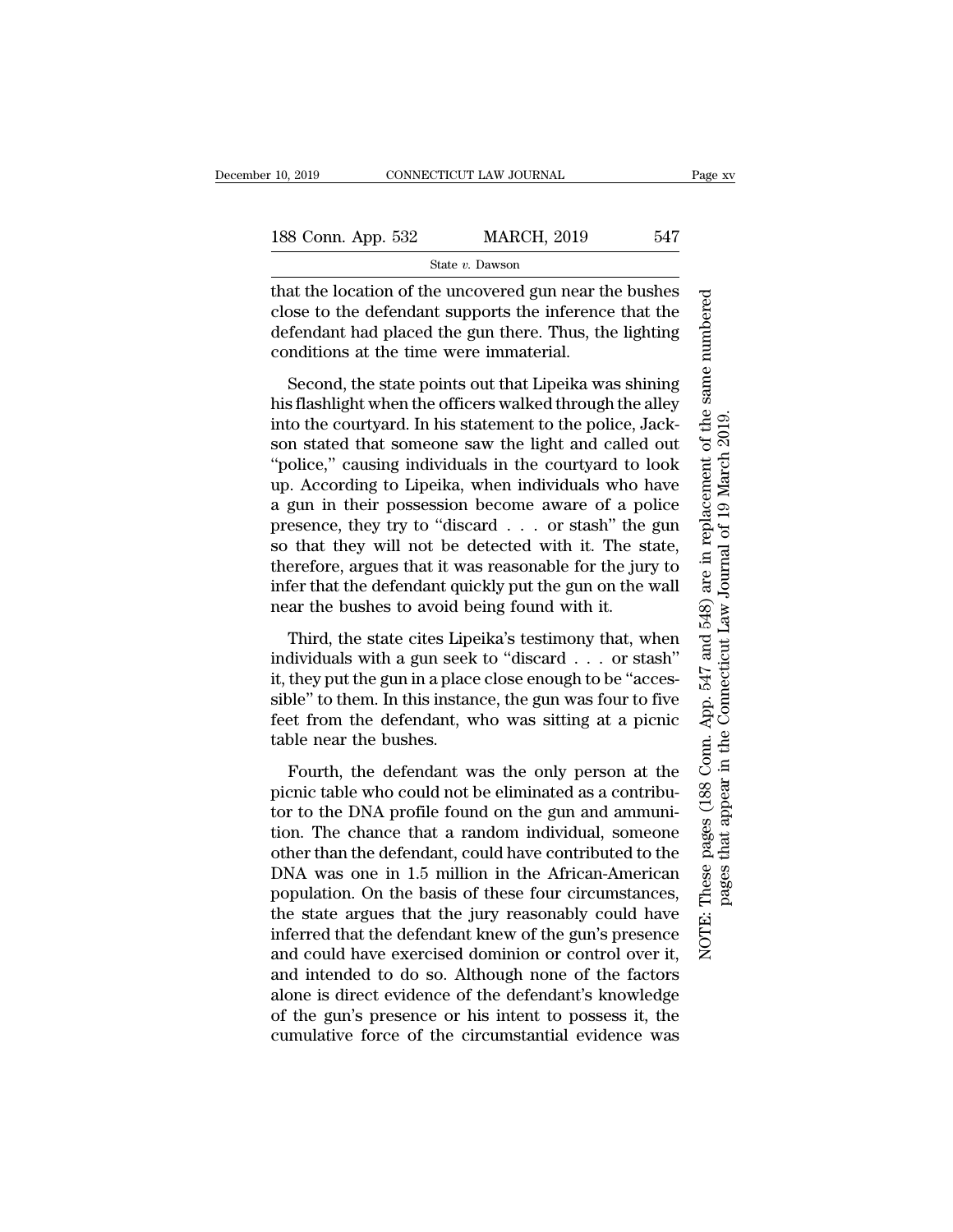that the location of the uncovered gun near the bushes close to the defendant supports the inference that the defendant had placed the gun there. Thus, the lighting conditions at the time were immaterial.

Second, the state points out that Lipeika was shining his flashlight when the officers walked through the alley into the courtyard. In his statement to the police, Jackson stated that someone saw the light and called out "police," causing individuals in the courtyard to look up. According to Lipeika, when individuals who have a gun in their possession become aware of a police presence, they try to "discard . . . or stash" the gun so that they will not be detected with it. The state, therefore, argues that it was reasonable for the jury to infer that the defendant quickly put the gun on the wall near the bushes to avoid being found with it.

Third, the state cites Lipeika's testimony that, when individuals with a gun seek to "discard . . . or stash" it, they put the gun in a place close enough to be "accessible" to them. In this instance, the gun was four to five feet from the defendant, who was sitting at a picnic table near the bushes.

Fourth, the defendant was the only person at the picnic table who could not be eliminated as a contributor to the DNA profile found on the gun and ammunition. The chance that a random individual, someone other than the defendant, could have contributed to the DNA was one in 1.5 million in the African-American population. On the basis of these four circumstances, the state argues that the jury reasonably could have inferred that the defendant knew of the gun's presence and could have exercised dominion or control over it, and intended to do so. Although none of the factors alone is direct evidence of the defendant's knowledge of the gun's presence or his intent to possess it, the cumulative force of the circumstantial evidence was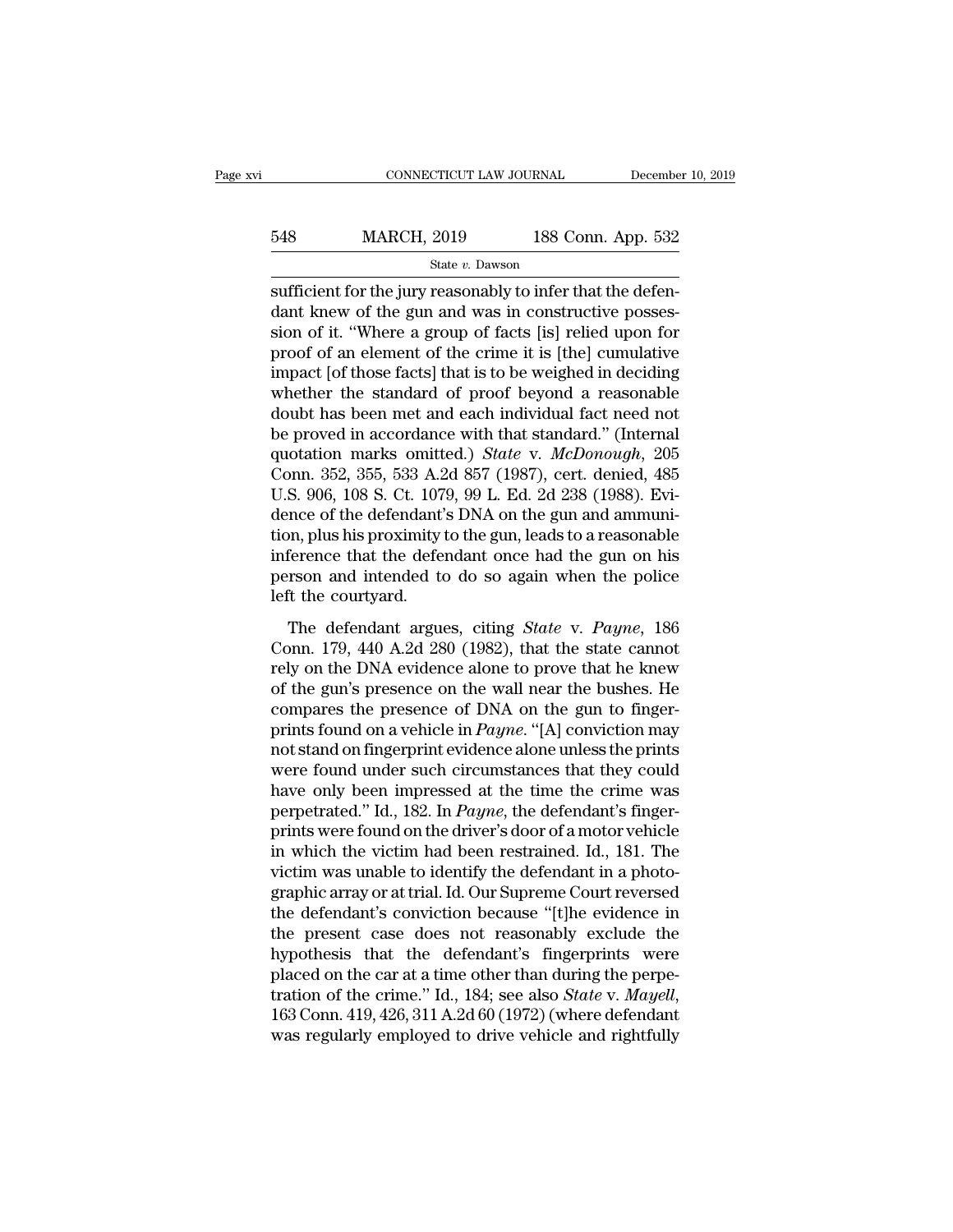sufficient for the jury reasonably to infer that the defendant knew of the gun and was in constructive possession of it. "Where a group of facts [is] relied upon for proof of an element of the crime it is [the] cumulative impact [of those facts] that is to be weighed in deciding whether the standard of proof beyond a reasonable doubt has been met and each individual fact need not be proved in accordance with that standard." (Internal quotation marks omitted.) *State* v. *McDonough*, 205 Conn. 352, 355, 533 A.2d 857 (1987), cert. denied, 485 U.S. 906, 108 S. Ct. 1079, 99 L. Ed. 2d 238 (1988). Evidence of the defendant's DNA on the gun and ammunition, plus his proximity to the gun, leads to a reasonable inference that the defendant once had the gun on his person and intended to do so again when the police left the courtyard.

The defendant argues, citing *State* v. *Payne*, 186 Conn. 179, 440 A.2d 280 (1982), that the state cannot rely on the DNA evidence alone to prove that he knew of the gun's presence on the wall near the bushes. He compares the presence of DNA on the gun to fingerprints found on a vehicle in *Payne*. "[A] conviction may not stand on fingerprint evidence alone unless the prints were found under such circumstances that they could have only been impressed at the time the crime was perpetrated." Id., 182. In *Payne*, the defendant's fingerprints were found on the driver's door of a motor vehicle in which the victim had been restrained. Id., 181. The victim was unable to identify the defendant in a photographic array or at trial. Id. Our Supreme Court reversed the defendant's conviction because "[t]he evidence in the present case does not reasonably exclude the hypothesis that the defendant's fingerprints were placed on the car at a time other than during the perpetration of the crime." Id., 184; see also *State* v. *Mayell*, 163 Conn. 419, 426, 311 A.2d 60 (1972) (where defendant was regularly employed to drive vehicle and rightfully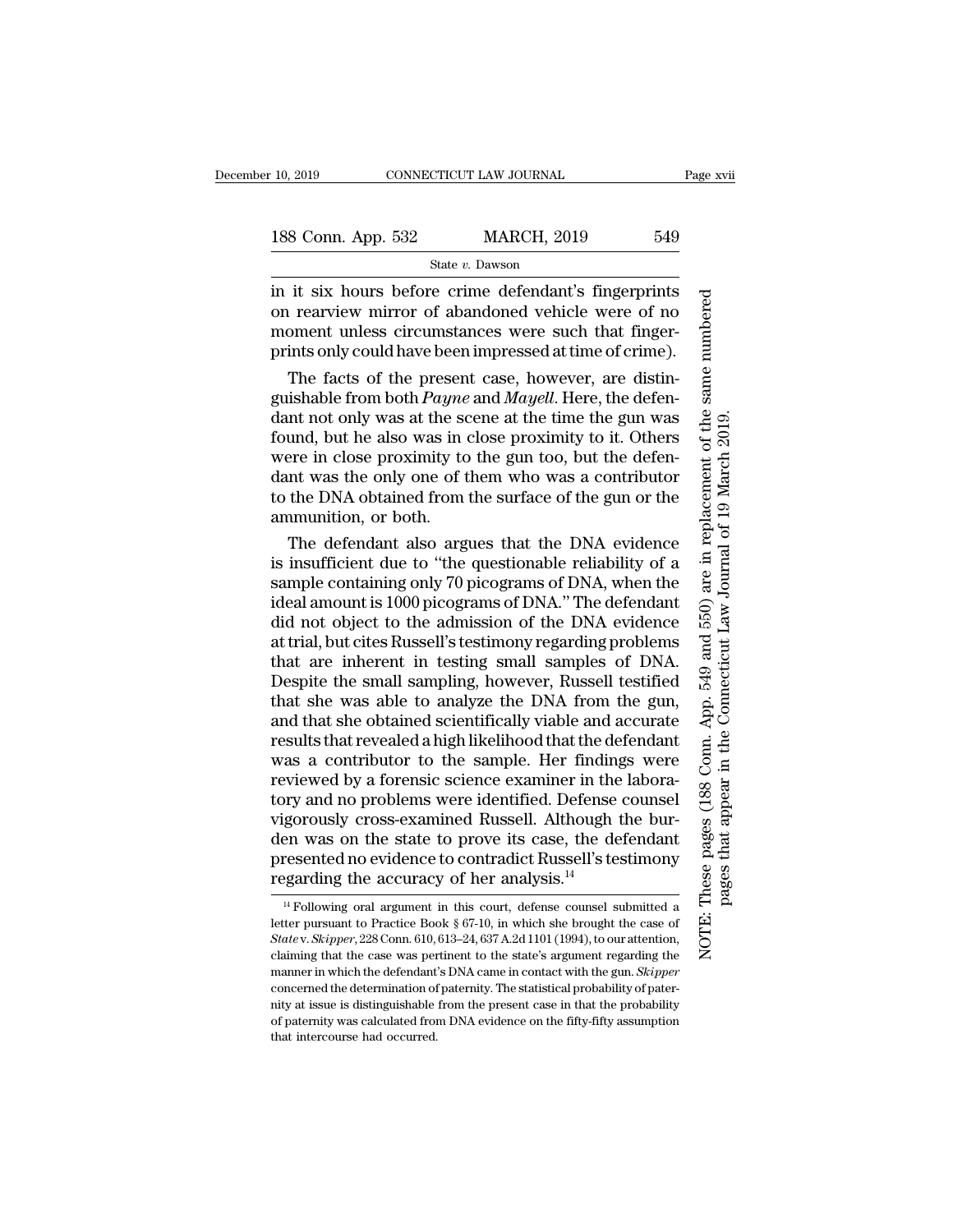in it six hours before crime defendant's fingerprints on rearview mirror of abandoned vehicle were of no moment unless circumstances were such that fingerprints only could have been impressed at time of crime).

The facts of the present case, however, are distinguishable from both *Payne* and *Mayell*. Here, the defendant not only was at the scene at the time the gun was found, but he also was in close proximity to it. Others were in close proximity to the gun too, but the defendant was the only one of them who was a contributor to the DNA obtained from the surface of the gun or the ammunition, or both.

The defendant also argues that the DNA evidence is insufficient due to "the questionable reliability of a sample containing only 70 picograms of DNA, when the ideal amount is 1000 picograms of DNA." The defendant did not object to the admission of the DNA evidence at trial, but cites Russell's testimony regarding problems that are inherent in testing small samples of DNA. Despite the small sampling, however, Russell testified that she was able to analyze the DNA from the gun, and that she obtained scientifically viable and accurate results that revealed a high likelihood that the defendant was a contributor to the sample. Her findings were reviewed by a forensic science examiner in the laboratory and no problems were identified. Defense counsel vigorously cross-examined Russell. Although the burden was on the state to prove its case, the defendant presented no evidence to contradict Russell's testimony regarding the accuracy of her analysis.[14]

[14] Following oral argument in this court, defense counsel submitted a letter pursuant to Practice Book § 67-10, in which she brought the case of *State* v. *Skipper*, 228 Conn. 610, 613–24, 637 A.2d 1101 (1994), to our attention, claiming that the case was pertinent to the state's argument regarding the manner in which the defendant's DNA came in contact with the gun. *Skipper* concerned the determination of paternity. The statistical probability of paternity at issue is distinguishable from the present case in that the probability of paternity was calculated from DNA evidence on the fifty-fifty assumption that intercourse had occurred.

NOTE: These pages (188 Conn. App. 549 and 550) are in replacement of the same numbered pages that appear in the Connecticut Law Journal of 19 March 2019.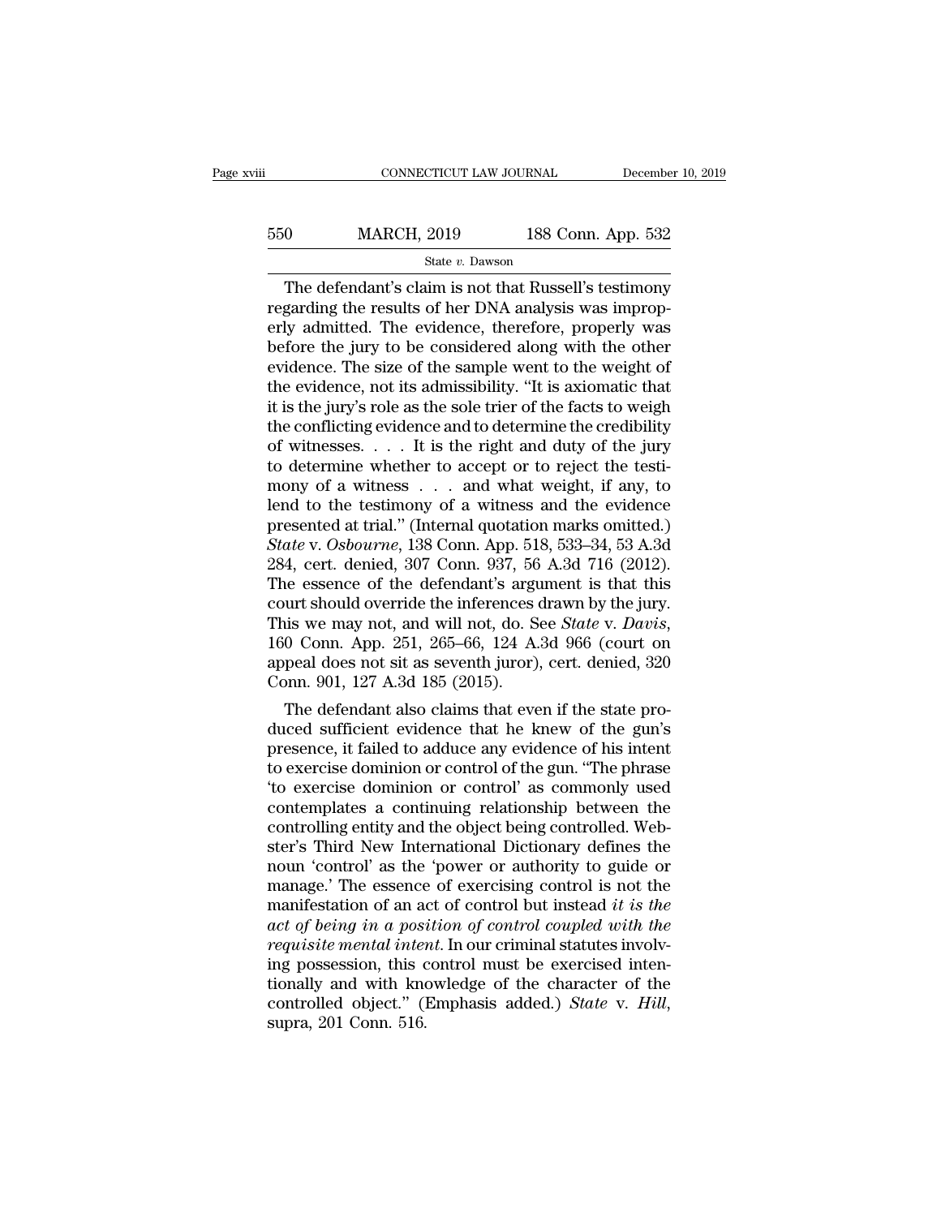The defendant's claim is not that Russell's testimony regarding the results of her DNA analysis was improperly admitted. The evidence, therefore, properly was before the jury to be considered along with the other evidence. The size of the sample went to the weight of the evidence, not its admissibility. "It is axiomatic that it is the jury's role as the sole trier of the facts to weigh the conflicting evidence and to determine the credibility of witnesses. . . . It is the right and duty of the jury to determine whether to accept or to reject the testimony of a witness . . . and what weight, if any, to lend to the testimony of a witness and the evidence presented at trial." (Internal quotation marks omitted.) *State* v. *Osbourne*, 138 Conn. App. 518, 533–34, 53 A.3d 284, cert. denied, 307 Conn. 937, 56 A.3d 716 (2012). The essence of the defendant's argument is that this court should override the inferences drawn by the jury. This we may not, and will not, do. See *State* v. *Davis*, 160 Conn. App. 251, 265–66, 124 A.3d 966 (court on appeal does not sit as seventh juror), cert. denied, 320 Conn. 901, 127 A.3d 185 (2015).

The defendant also claims that even if the state produced sufficient evidence that he knew of the gun's presence, it failed to adduce any evidence of his intent to exercise dominion or control of the gun. "The phrase 'to exercise dominion or control' as commonly used contemplates a continuing relationship between the controlling entity and the object being controlled. Webster's Third New International Dictionary defines the noun 'control' as the 'power or authority to guide or manage.' The essence of exercising control is not the manifestation of an act of control but instead *it is the act of being in a position of control coupled with the requisite mental intent*. In our criminal statutes involving possession, this control must be exercised intentionally and with knowledge of the character of the controlled object." (Emphasis added.) *State* v. *Hill*, supra, 201 Conn. 516.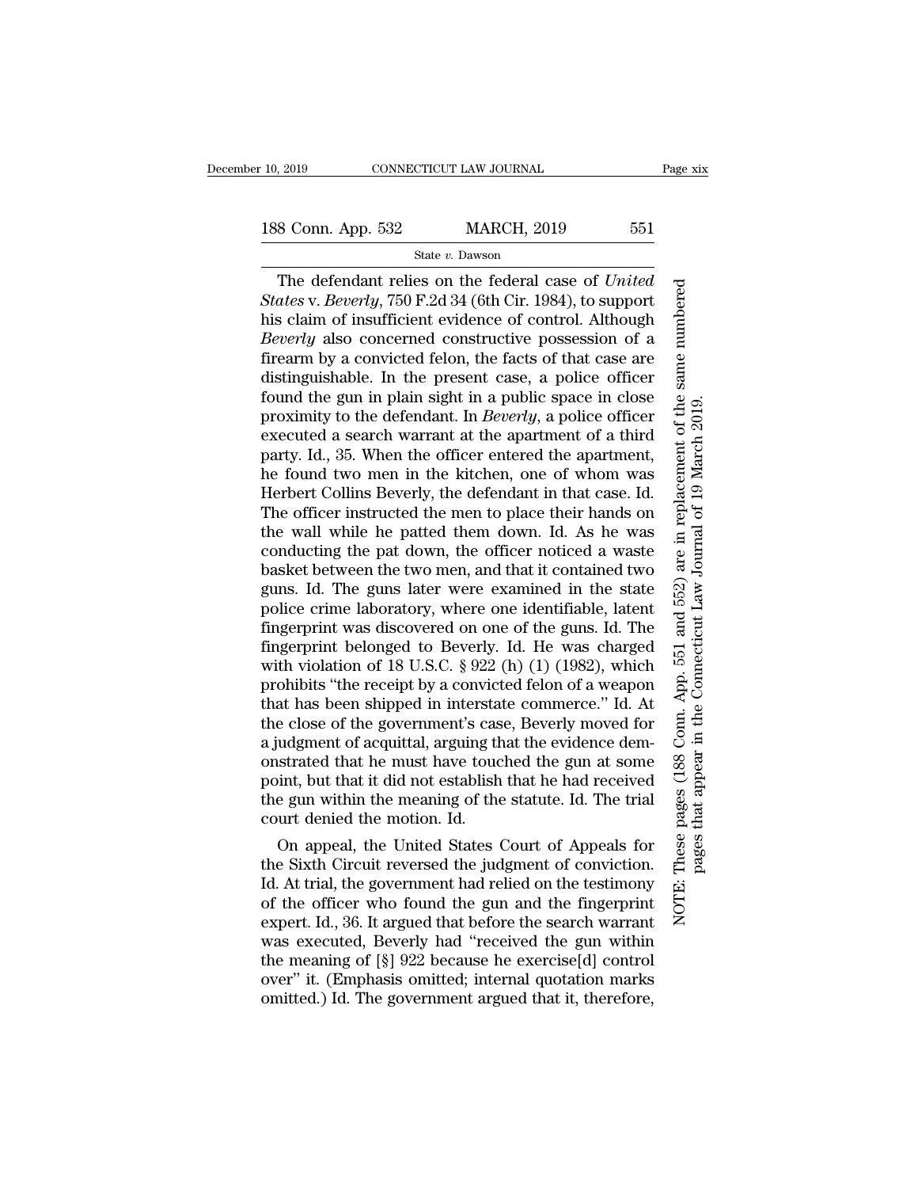The defendant relies on the federal case of *United States* v. *Beverly*, 750 F.2d 34 (6th Cir. 1984), to support his claim of insufficient evidence of control. Although *Beverly* also concerned constructive possession of a firearm by a convicted felon, the facts of that case are distinguishable. In the present case, a police officer found the gun in plain sight in a public space in close proximity to the defendant. In *Beverly*, a police officer executed a search warrant at the apartment of a third party. Id., 35. When the officer entered the apartment, he found two men in the kitchen, one of whom was Herbert Collins Beverly, the defendant in that case. Id. The officer instructed the men to place their hands on the wall while he patted them down. Id. As he was conducting the pat down, the officer noticed a waste basket between the two men, and that it contained two guns. Id. The guns later were examined in the state police crime laboratory, where one identifiable, latent fingerprint was discovered on one of the guns. Id. The fingerprint belonged to Beverly. Id. He was charged with violation of 18 U.S.C. § 922 (h) (1) (1982), which prohibits "the receipt by a convicted felon of a weapon that has been shipped in interstate commerce." Id. At the close of the government's case, Beverly moved for a judgment of acquittal, arguing that the evidence demonstrated that he must have touched the gun at some point, but that it did not establish that he had received the gun within the meaning of the statute. Id. The trial court denied the motion. Id.

On appeal, the United States Court of Appeals for the Sixth Circuit reversed the judgment of conviction. Id. At trial, the government had relied on the testimony of the officer who found the gun and the fingerprint expert. Id., 36. It argued that before the search warrant was executed, Beverly had "received the gun within the meaning of [§] 922 because he exercise[d] control over" it. (Emphasis omitted; internal quotation marks omitted.) Id. The government argued that it, therefore,

NOTE: These pages (188 Conn. App. 551 and 552) are in replacement of the same numbered pages that appear in the Connecticut Law Journal of 19 March 2019.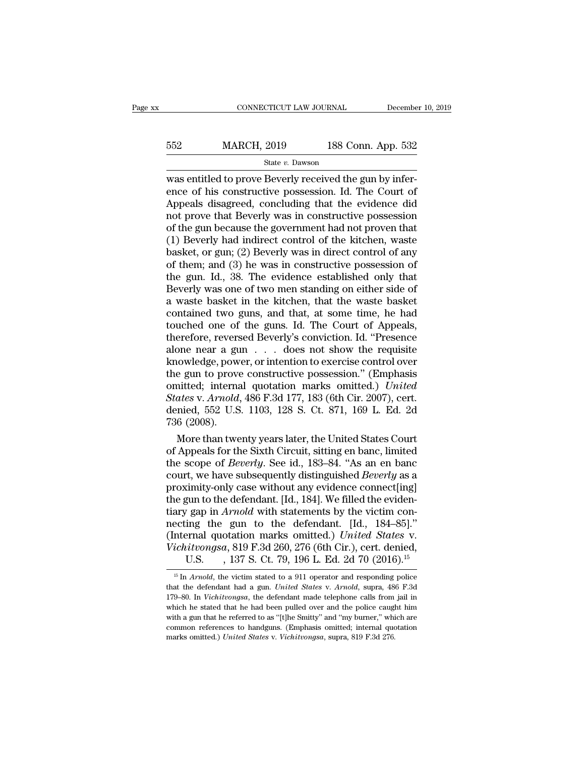was entitled to prove Beverly received the gun by inference of his constructive possession. Id. The Court of Appeals disagreed, concluding that the evidence did not prove that Beverly was in constructive possession of the gun because the government had not proven that (1) Beverly had indirect control of the kitchen, waste basket, or gun; (2) Beverly was in direct control of any of them; and (3) he was in constructive possession of the gun. Id., 38. The evidence established only that Beverly was one of two men standing on either side of a waste basket in the kitchen, that the waste basket contained two guns, and that, at some time, he had touched one of the guns. Id. The Court of Appeals, therefore, reversed Beverly's conviction. Id. "Presence alone near a gun . . . does not show the requisite knowledge, power, or intention to exercise control over the gun to prove constructive possession." (Emphasis omitted; internal quotation marks omitted.) *United States* v. *Arnold*, 486 F.3d 177, 183 (6th Cir. 2007), cert. denied, 552 U.S. 1103, 128 S. Ct. 871, 169 L. Ed. 2d 736 (2008).

More than twenty years later, the United States Court of Appeals for the Sixth Circuit, sitting en banc, limited the scope of *Beverly*. See id., 183–84. "As an en banc court, we have subsequently distinguished *Beverly* as a proximity-only case without any evidence connect[ing] the gun to the defendant. [Id., 184]. We filled the evidentiary gap in *Arnold* with statements by the victim connecting the gun to the defendant. [Id., 184–85]." (Internal quotation marks omitted.) *United States* v. *Vichitvongsa*, 819 F.3d 260, 276 (6th Cir.), cert. denied, U.S. , 137 S. Ct. 79, 196 L. Ed. 2d 70 (2016).[15]

[15] In *Arnold*, the victim stated to a 911 operator and responding police that the defendant had a gun. *United States* v. *Arnold*, supra, 486 F.3d 179–80. In *Vichitvongsa*, the defendant made telephone calls from jail in which he stated that he had been pulled over and the police caught him with a gun that he referred to as "[t]he Smitty" and "my burner," which are common references to handguns. (Emphasis omitted; internal quotation marks omitted.) *United States* v. *Vichitvongsa*, supra, 819 F.3d 276.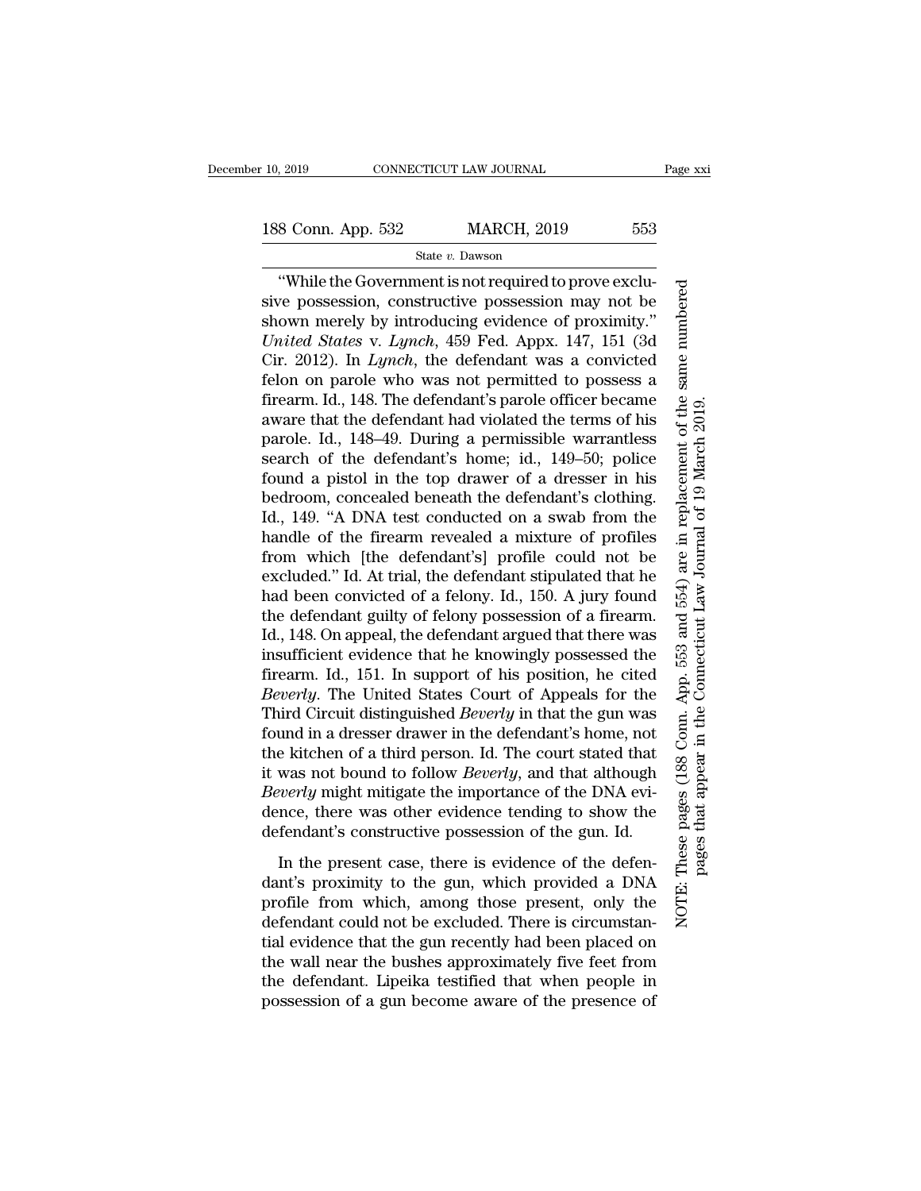"While the Government is not required to prove exclusive possession, constructive possession may not be shown merely by introducing evidence of proximity." *United States* v. *Lynch*, 459 Fed. Appx. 147, 151 (3d Cir. 2012). In *Lynch*, the defendant was a convicted felon on parole who was not permitted to possess a firearm. Id., 148. The defendant's parole officer became aware that the defendant had violated the terms of his parole. Id., 148–49. During a permissible warrantless search of the defendant's home; id., 149–50; police found a pistol in the top drawer of a dresser in his bedroom, concealed beneath the defendant's clothing. Id., 149. "A DNA test conducted on a swab from the handle of the firearm revealed a mixture of profiles from which [the defendant's] profile could not be excluded." Id. At trial, the defendant stipulated that he had been convicted of a felony. Id., 150. A jury found the defendant guilty of felony possession of a firearm. Id., 148. On appeal, the defendant argued that there was insufficient evidence that he knowingly possessed the firearm. Id., 151. In support of his position, he cited *Beverly*. The United States Court of Appeals for the Third Circuit distinguished *Beverly* in that the gun was found in a dresser drawer in the defendant's home, not the kitchen of a third person. Id. The court stated that it was not bound to follow *Beverly*, and that although *Beverly* might mitigate the importance of the DNA evidence, there was other evidence tending to show the defendant's constructive possession of the gun. Id.

In the present case, there is evidence of the defendant's proximity to the gun, which provided a DNA profile from which, among those present, only the defendant could not be excluded. There is circumstantial evidence that the gun recently had been placed on the wall near the bushes approximately five feet from the defendant. Lipeika testified that when people in possession of a gun become aware of the presence of

NOTE: These pages (188 Conn. App. 553 and 554) are in replacement of the same numbered pages that appear in the Connecticut Law Journal of 19 March 2019.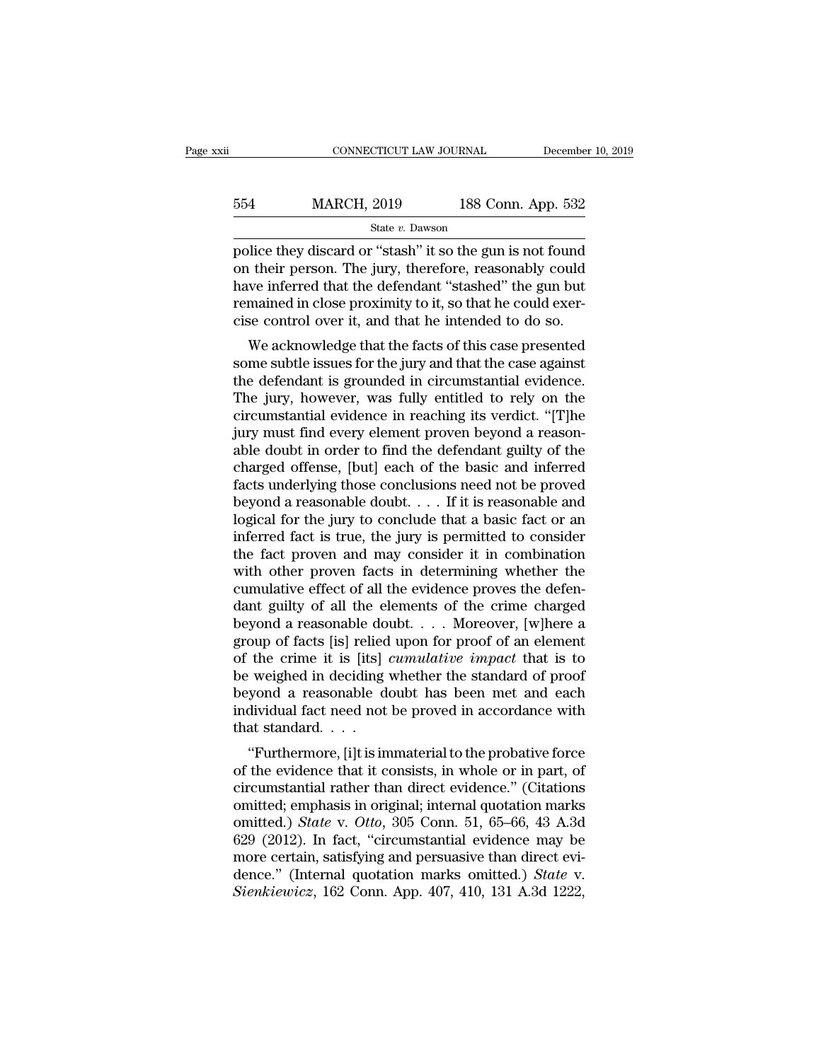police they discard or "stash" it so the gun is not found on their person. The jury, therefore, reasonably could have inferred that the defendant "stashed" the gun but remained in close proximity to it, so that he could exercise control over it, and that he intended to do so.

We acknowledge that the facts of this case presented some subtle issues for the jury and that the case against the defendant is grounded in circumstantial evidence. The jury, however, was fully entitled to rely on the circumstantial evidence in reaching its verdict. "[T]he jury must find every element proven beyond a reasonable doubt in order to find the defendant guilty of the charged offense, [but] each of the basic and inferred facts underlying those conclusions need not be proved beyond a reasonable doubt. . . . If it is reasonable and logical for the jury to conclude that a basic fact or an inferred fact is true, the jury is permitted to consider the fact proven and may consider it in combination with other proven facts in determining whether the cumulative effect of all the evidence proves the defendant guilty of all the elements of the crime charged beyond a reasonable doubt. . . . Moreover, [w]here a group of facts [is] relied upon for proof of an element of the crime it is [its] *cumulative impact* that is to be weighed in deciding whether the standard of proof beyond a reasonable doubt has been met and each individual fact need not be proved in accordance with that standard. . . .

"Furthermore, [i]t is immaterial to the probative force of the evidence that it consists, in whole or in part, of circumstantial rather than direct evidence." (Citations omitted; emphasis in original; internal quotation marks omitted.) *State* v. *Otto*, 305 Conn. 51, 65–66, 43 A.3d 629 (2012). In fact, "circumstantial evidence may be more certain, satisfying and persuasive than direct evidence." (Internal quotation marks omitted.) *State* v. *Sienkiewicz*, 162 Conn. App. 407, 410, 131 A.3d 1222,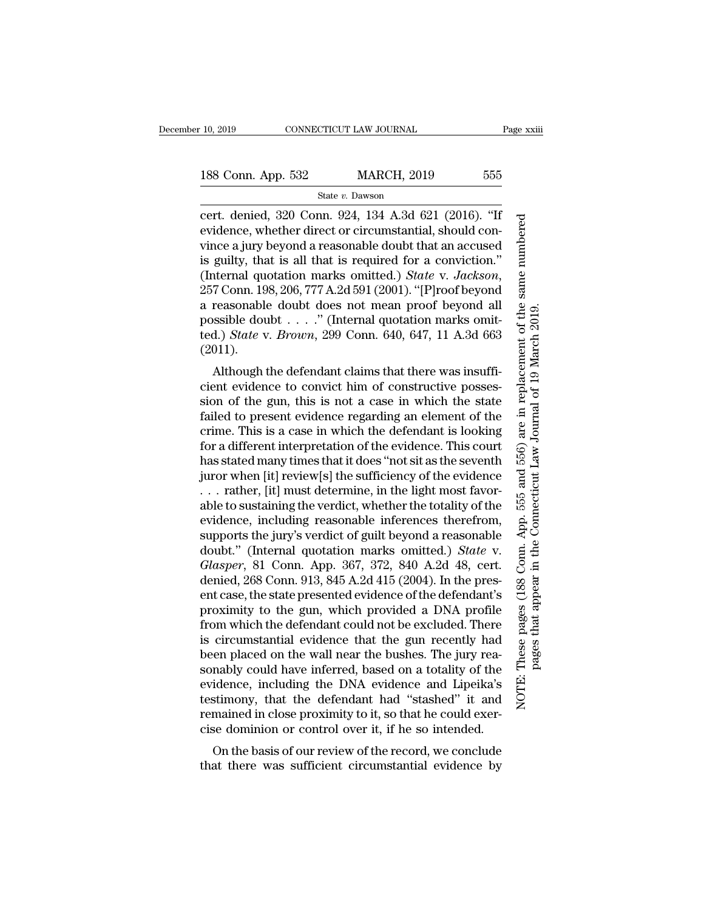cert. denied, 320 Conn. 924, 134 A.3d 621 (2016). "If evidence, whether direct or circumstantial, should convince a jury beyond a reasonable doubt that an accused is guilty, that is all that is required for a conviction." (Internal quotation marks omitted.) *State* v. *Jackson*, 257 Conn. 198, 206, 777 A.2d 591 (2001). "[P]roof beyond a reasonable doubt does not mean proof beyond all possible doubt . . . ." (Internal quotation marks omitted.) *State* v. *Brown*, 299 Conn. 640, 647, 11 A.3d 663 (2011).

Although the defendant claims that there was insufficient evidence to convict him of constructive possession of the gun, this is not a case in which the state failed to present evidence regarding an element of the crime. This is a case in which the defendant is looking for a different interpretation of the evidence. This court has stated many times that it does "not sit as the seventh juror when [it] review[s] the sufficiency of the evidence . . . rather, [it] must determine, in the light most favorable to sustaining the verdict, whether the totality of the evidence, including reasonable inferences therefrom, supports the jury's verdict of guilt beyond a reasonable doubt." (Internal quotation marks omitted.) *State* v. *Glasper*, 81 Conn. App. 367, 372, 840 A.2d 48, cert. denied, 268 Conn. 913, 845 A.2d 415 (2004). In the present case, the state presented evidence of the defendant's proximity to the gun, which provided a DNA profile from which the defendant could not be excluded. There is circumstantial evidence that the gun recently had been placed on the wall near the bushes. The jury reasonably could have inferred, based on a totality of the evidence, including the DNA evidence and Lipeika's testimony, that the defendant had "stashed" it and remained in close proximity to it, so that he could exercise dominion or control over it, if he so intended.

On the basis of our review of the record, we conclude that there was sufficient circumstantial evidence by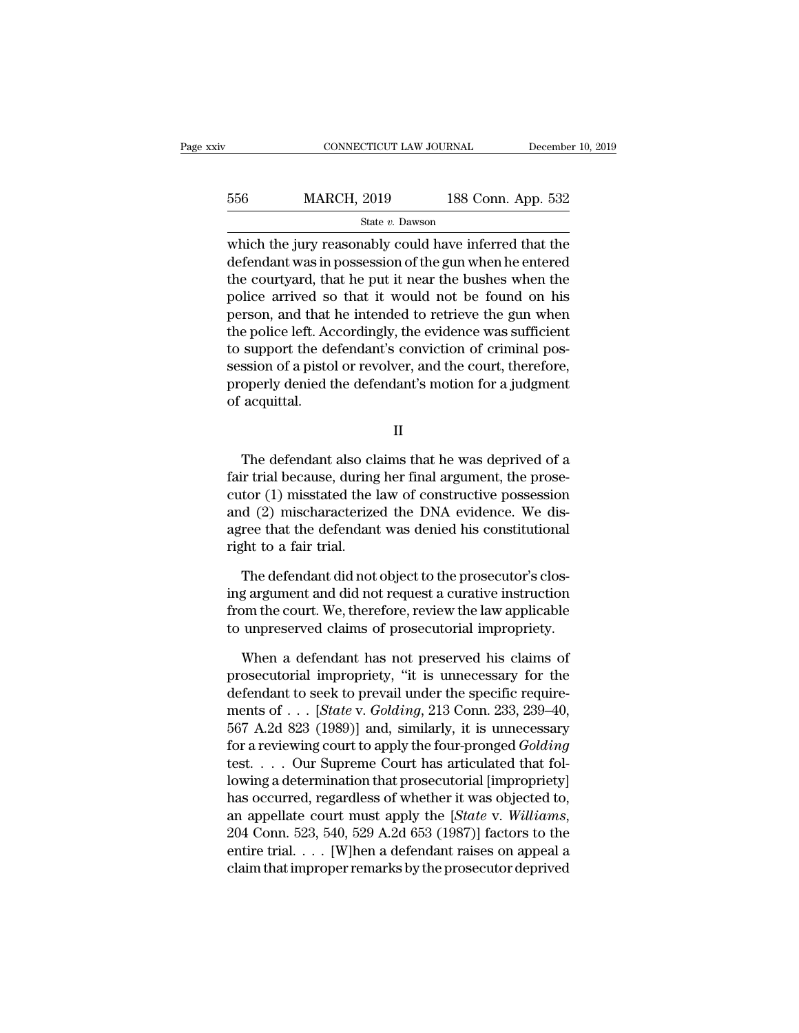which the jury reasonably could have inferred that the defendant was in possession of the gun when he entered the courtyard, that he put it near the bushes when the police arrived so that it would not be found on his person, and that he intended to retrieve the gun when the police left. Accordingly, the evidence was sufficient to support the defendant's conviction of criminal possession of a pistol or revolver, and the court, therefore, properly denied the defendant's motion for a judgment of acquittal.

## II

The defendant also claims that he was deprived of a fair trial because, during her final argument, the prosecutor (1) misstated the law of constructive possession and (2) mischaracterized the DNA evidence. We disagree that the defendant was denied his constitutional right to a fair trial.

The defendant did not object to the prosecutor's closing argument and did not request a curative instruction from the court. We, therefore, review the law applicable to unpreserved claims of prosecutorial impropriety.

When a defendant has not preserved his claims of prosecutorial impropriety, "it is unnecessary for the defendant to seek to prevail under the specific requirements of . . . [*State* v. *Golding*, 213 Conn. 233, 239–40, 567 A.2d 823 (1989)] and, similarly, it is unnecessary for a reviewing court to apply the four-pronged *Golding* test. . . . Our Supreme Court has articulated that following a determination that prosecutorial [impropriety] has occurred, regardless of whether it was objected to, an appellate court must apply the [*State* v. *Williams*, 204 Conn. 523, 540, 529 A.2d 653 (1987)] factors to the entire trial. . . . [W]hen a defendant raises on appeal a claim that improper remarks by the prosecutor deprived